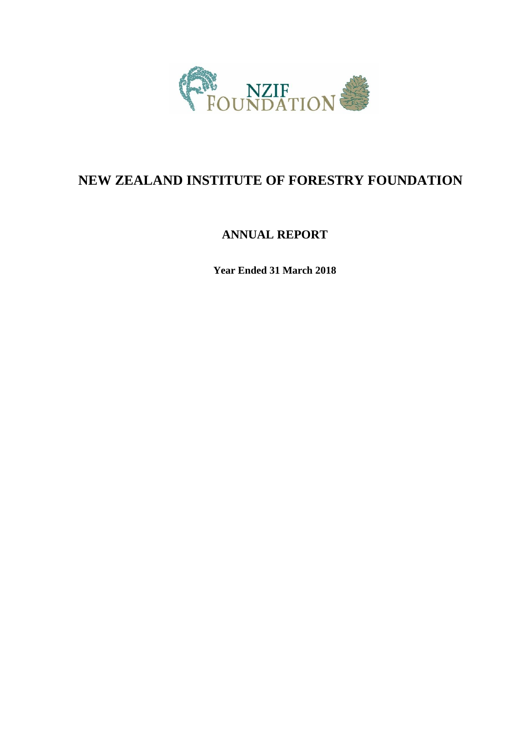NZIF FOUNDATION

# NEW ZEALAND INSTITUTE OF FORESTRY FOUNDATION

## ANNUAL REPORT

**Year Ended 31 March 2018**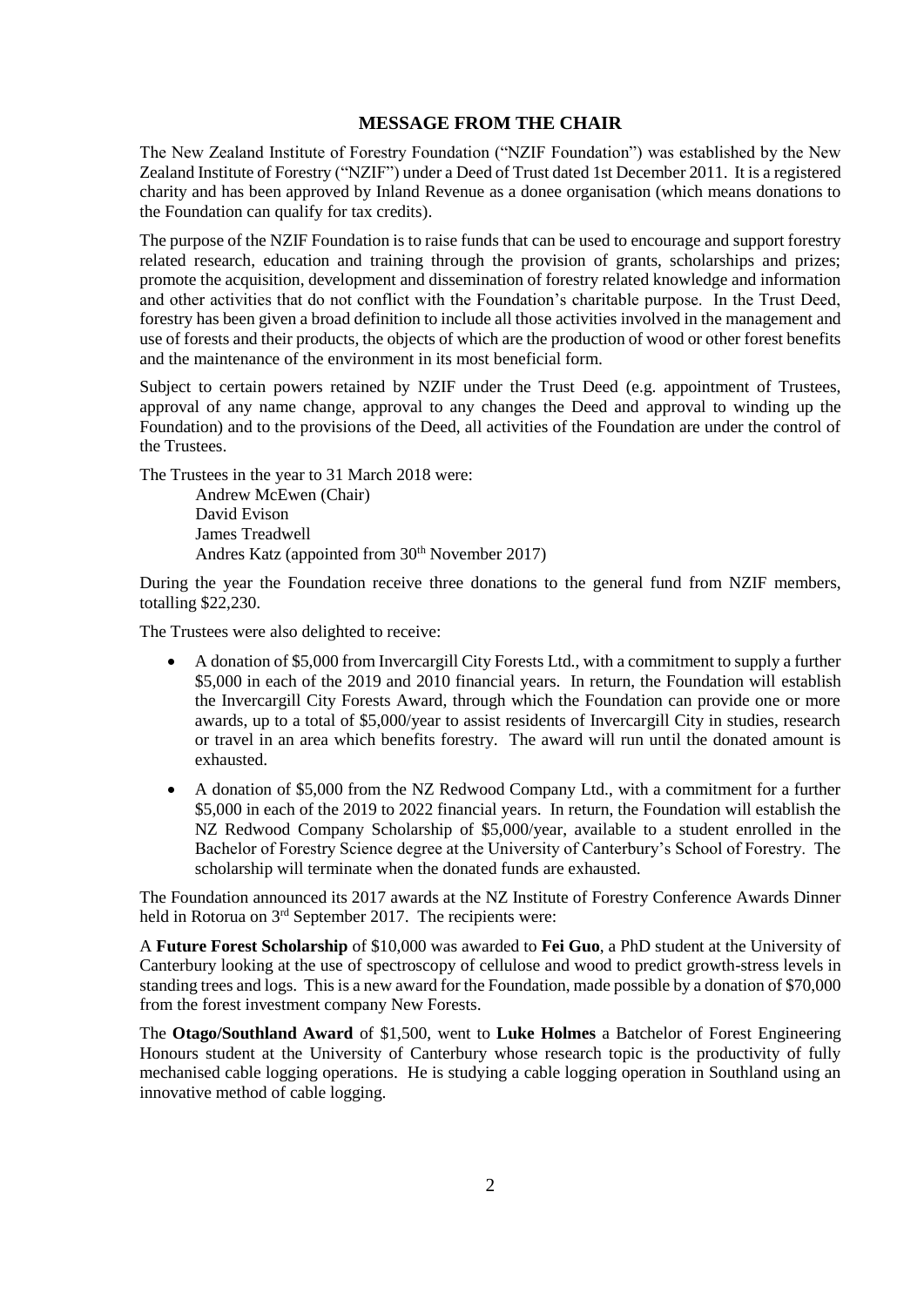## MESSAGE FROM THE CHAIR

The New Zealand Institute of Forestry Foundation ("NZIF Foundation") was established by the New Zealand Institute of Forestry ("NZIF") under a Deed of Trust dated 1st December 2011. It is a registered charity and has been approved by Inland Revenue as a donee organisation (which means donations to the Foundation can qualify for tax credits).

The purpose of the NZIF Foundation is to raise funds that can be used to encourage and support forestry related research, education and training through the provision of grants, scholarships and prizes; promote the acquisition, development and dissemination of forestry related knowledge and information and other activities that do not conflict with the Foundation's charitable purpose. In the Trust Deed, forestry has been given a broad definition to include all those activities involved in the management and use of forests and their products, the objects of which are the production of wood or other forest benefits and the maintenance of the environment in its most beneficial form.

Subject to certain powers retained by NZIF under the Trust Deed (e.g. appointment of Trustees, approval of any name change, approval to any changes the Deed and approval to winding up the Foundation) and to the provisions of the Deed, all activities of the Foundation are under the control of the Trustees.

The Trustees in the year to 31 March 2018 were:

Andrew McEwen (Chair)
David Evison
James Treadwell
Andres Katz (appointed from 30th November 2017)

During the year the Foundation receive three donations to the general fund from NZIF members, totalling $22,230.

The Trustees were also delighted to receive:

- A donation of $5,000 from Invercargill City Forests Ltd., with a commitment to supply a further $5,000 in each of the 2019 and 2010 financial years. In return, the Foundation will establish the Invercargill City Forests Award, through which the Foundation can provide one or more awards, up to a total of $5,000/year to assist residents of Invercargill City in studies, research or travel in an area which benefits forestry. The award will run until the donated amount is exhausted.
- A donation of $5,000 from the NZ Redwood Company Ltd., with a commitment for a further $5,000 in each of the 2019 to 2022 financial years. In return, the Foundation will establish the NZ Redwood Company Scholarship of $5,000/year, available to a student enrolled in the Bachelor of Forestry Science degree at the University of Canterbury's School of Forestry. The scholarship will terminate when the donated funds are exhausted.

The Foundation announced its 2017 awards at the NZ Institute of Forestry Conference Awards Dinner held in Rotorua on 3rd September 2017. The recipients were:

A **Future Forest Scholarship** of $10,000 was awarded to **Fei Guo**, a PhD student at the University of Canterbury looking at the use of spectroscopy of cellulose and wood to predict growth-stress levels in standing trees and logs. This is a new award for the Foundation, made possible by a donation of $70,000 from the forest investment company New Forests.

The **Otago/Southland Award** of $1,500, went to **Luke Holmes** a Batchelor of Forest Engineering Honours student at the University of Canterbury whose research topic is the productivity of fully mechanised cable logging operations. He is studying a cable logging operation in Southland using an innovative method of cable logging.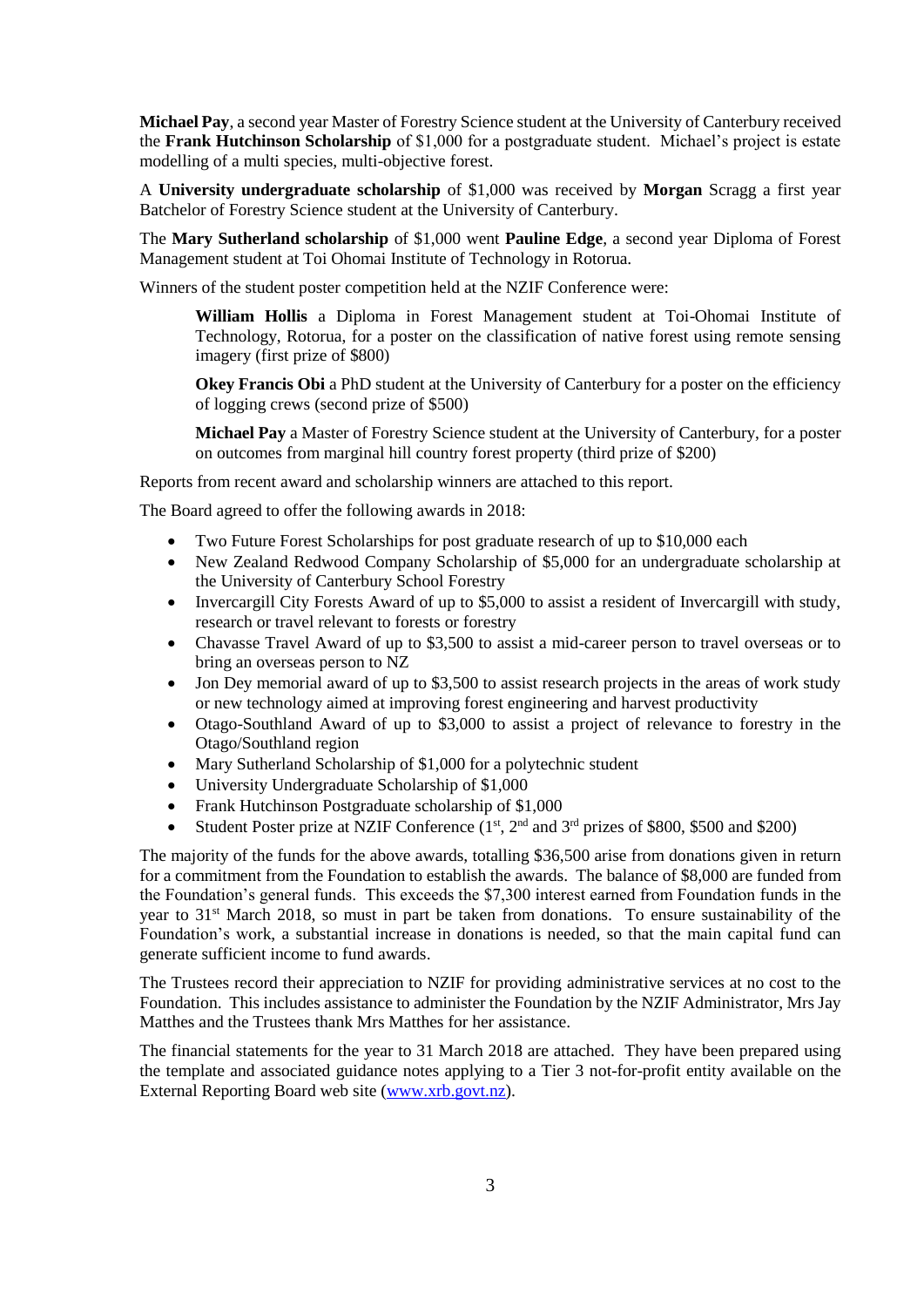**Michael Pay**, a second year Master of Forestry Science student at the University of Canterbury received the **Frank Hutchinson Scholarship** of $1,000 for a postgraduate student. Michael's project is estate modelling of a multi species, multi-objective forest.

A **University undergraduate scholarship** of $1,000 was received by **Morgan** Scragg a first year Batchelor of Forestry Science student at the University of Canterbury.

The **Mary Sutherland scholarship** of $1,000 went **Pauline Edge**, a second year Diploma of Forest Management student at Toi Ohomai Institute of Technology in Rotorua.

Winners of the student poster competition held at the NZIF Conference were:

> **William Hollis** a Diploma in Forest Management student at Toi-Ohomai Institute of Technology, Rotorua, for a poster on the classification of native forest using remote sensing imagery (first prize of $800)
>
> **Okey Francis Obi** a PhD student at the University of Canterbury for a poster on the efficiency of logging crews (second prize of $500)
>
> **Michael Pay** a Master of Forestry Science student at the University of Canterbury, for a poster on outcomes from marginal hill country forest property (third prize of $200)

Reports from recent award and scholarship winners are attached to this report.

The Board agreed to offer the following awards in 2018:

- Two Future Forest Scholarships for post graduate research of up to $10,000 each
- New Zealand Redwood Company Scholarship of $5,000 for an undergraduate scholarship at the University of Canterbury School Forestry
- Invercargill City Forests Award of up to $5,000 to assist a resident of Invercargill with study, research or travel relevant to forests or forestry
- Chavasse Travel Award of up to $3,500 to assist a mid-career person to travel overseas or to bring an overseas person to NZ
- Jon Dey memorial award of up to $3,500 to assist research projects in the areas of work study or new technology aimed at improving forest engineering and harvest productivity
- Otago-Southland Award of up to $3,000 to assist a project of relevance to forestry in the Otago/Southland region
- Mary Sutherland Scholarship of $1,000 for a polytechnic student
- University Undergraduate Scholarship of $1,000
- Frank Hutchinson Postgraduate scholarship of $1,000
- Student Poster prize at NZIF Conference (1st, 2nd and 3rd prizes of $800, $500 and $200)

The majority of the funds for the above awards, totalling $36,500 arise from donations given in return for a commitment from the Foundation to establish the awards. The balance of $8,000 are funded from the Foundation's general funds. This exceeds the $7,300 interest earned from Foundation funds in the year to 31st March 2018, so must in part be taken from donations. To ensure sustainability of the Foundation's work, a substantial increase in donations is needed, so that the main capital fund can generate sufficient income to fund awards.

The Trustees record their appreciation to NZIF for providing administrative services at no cost to the Foundation. This includes assistance to administer the Foundation by the NZIF Administrator, Mrs Jay Matthes and the Trustees thank Mrs Matthes for her assistance.

The financial statements for the year to 31 March 2018 are attached. They have been prepared using the template and associated guidance notes applying to a Tier 3 not-for-profit entity available on the External Reporting Board web site (www.xrb.govt.nz).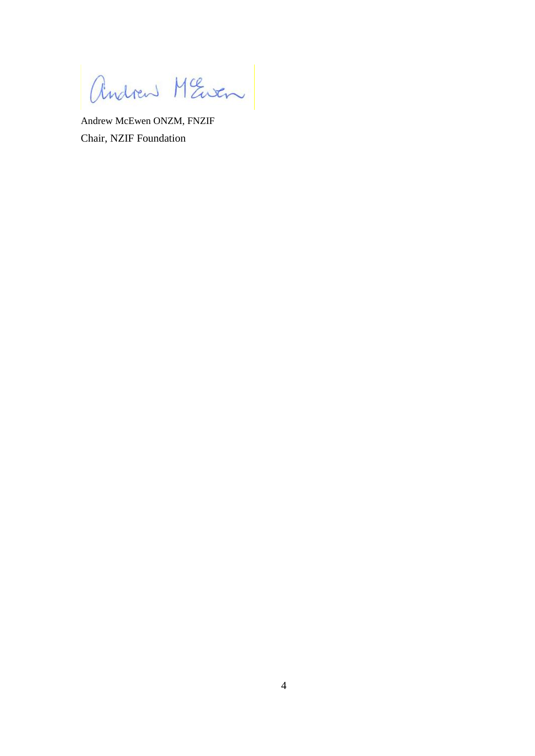Andrew McEwen ONZM, FNZIF
Chair, NZIF Foundation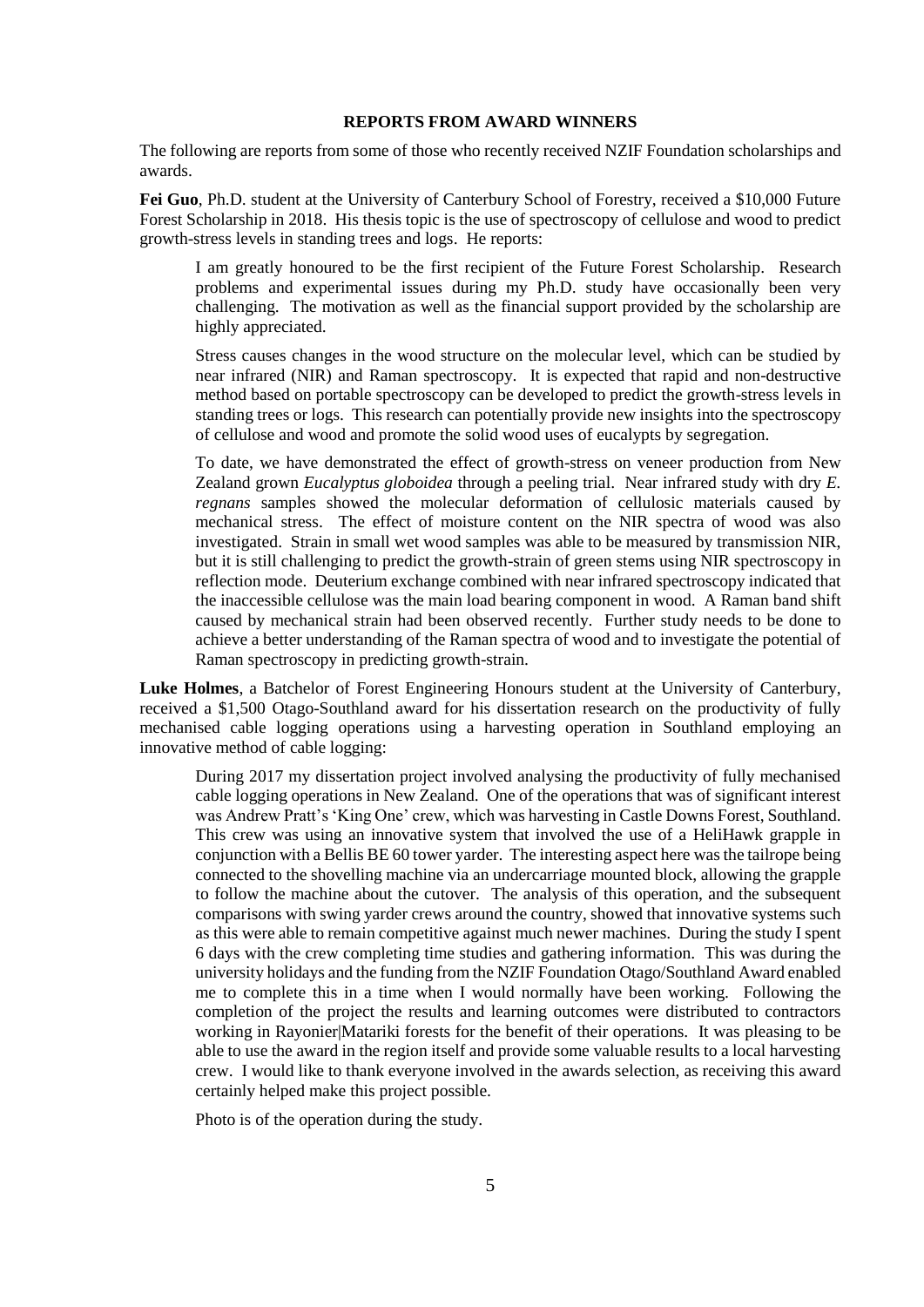## REPORTS FROM AWARD WINNERS

The following are reports from some of those who recently received NZIF Foundation scholarships and awards.

**Fei Guo**, Ph.D. student at the University of Canterbury School of Forestry, received a $10,000 Future Forest Scholarship in 2018. His thesis topic is the use of spectroscopy of cellulose and wood to predict growth-stress levels in standing trees and logs. He reports:

> I am greatly honoured to be the first recipient of the Future Forest Scholarship. Research problems and experimental issues during my Ph.D. study have occasionally been very challenging. The motivation as well as the financial support provided by the scholarship are highly appreciated.
>
> Stress causes changes in the wood structure on the molecular level, which can be studied by near infrared (NIR) and Raman spectroscopy. It is expected that rapid and non-destructive method based on portable spectroscopy can be developed to predict the growth-stress levels in standing trees or logs. This research can potentially provide new insights into the spectroscopy of cellulose and wood and promote the solid wood uses of eucalypts by segregation.
>
> To date, we have demonstrated the effect of growth-stress on veneer production from New Zealand grown *Eucalyptus globoidea* through a peeling trial. Near infrared study with dry *E. regnans* samples showed the molecular deformation of cellulosic materials caused by mechanical stress. The effect of moisture content on the NIR spectra of wood was also investigated. Strain in small wet wood samples was able to be measured by transmission NIR, but it is still challenging to predict the growth-strain of green stems using NIR spectroscopy in reflection mode. Deuterium exchange combined with near infrared spectroscopy indicated that the inaccessible cellulose was the main load bearing component in wood. A Raman band shift caused by mechanical strain had been observed recently. Further study needs to be done to achieve a better understanding of the Raman spectra of wood and to investigate the potential of Raman spectroscopy in predicting growth-strain.

**Luke Holmes**, a Batchelor of Forest Engineering Honours student at the University of Canterbury, received a $1,500 Otago-Southland award for his dissertation research on the productivity of fully mechanised cable logging operations using a harvesting operation in Southland employing an innovative method of cable logging:

> During 2017 my dissertation project involved analysing the productivity of fully mechanised cable logging operations in New Zealand. One of the operations that was of significant interest was Andrew Pratt's 'King One' crew, which was harvesting in Castle Downs Forest, Southland. This crew was using an innovative system that involved the use of a HeliHawk grapple in conjunction with a Bellis BE 60 tower yarder. The interesting aspect here was the tailrope being connected to the shovelling machine via an undercarriage mounted block, allowing the grapple to follow the machine about the cutover. The analysis of this operation, and the subsequent comparisons with swing yarder crews around the country, showed that innovative systems such as this were able to remain competitive against much newer machines. During the study I spent 6 days with the crew completing time studies and gathering information. This was during the university holidays and the funding from the NZIF Foundation Otago/Southland Award enabled me to complete this in a time when I would normally have been working. Following the completion of the project the results and learning outcomes were distributed to contractors working in Rayonier|Matariki forests for the benefit of their operations. It was pleasing to be able to use the award in the region itself and provide some valuable results to a local harvesting crew. I would like to thank everyone involved in the awards selection, as receiving this award certainly helped make this project possible.
>
> Photo is of the operation during the study.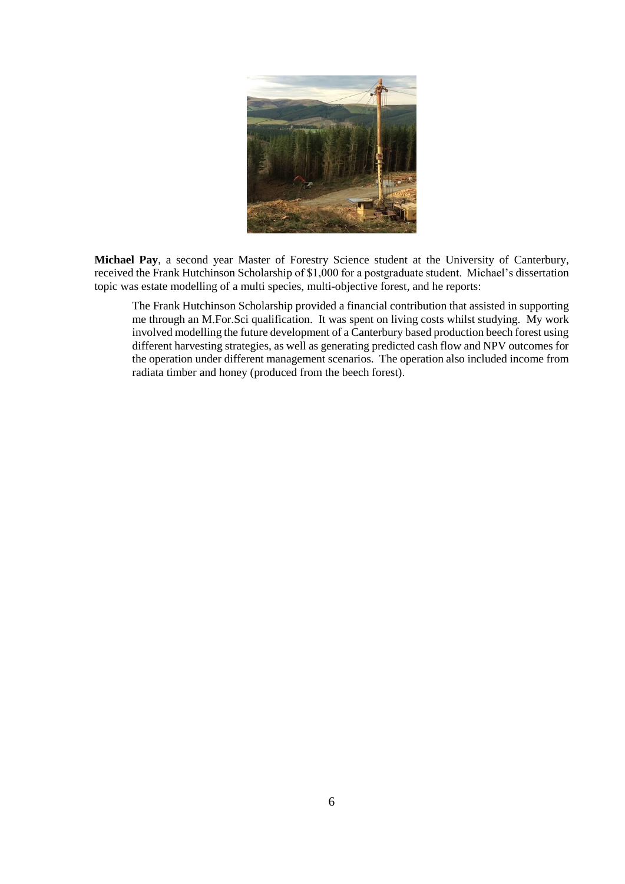**Michael Pay**, a second year Master of Forestry Science student at the University of Canterbury, received the Frank Hutchinson Scholarship of $1,000 for a postgraduate student. Michael's dissertation topic was estate modelling of a multi species, multi-objective forest, and he reports:

> The Frank Hutchinson Scholarship provided a financial contribution that assisted in supporting me through an M.For.Sci qualification. It was spent on living costs whilst studying. My work involved modelling the future development of a Canterbury based production beech forest using different harvesting strategies, as well as generating predicted cash flow and NPV outcomes for the operation under different management scenarios. The operation also included income from radiata timber and honey (produced from the beech forest).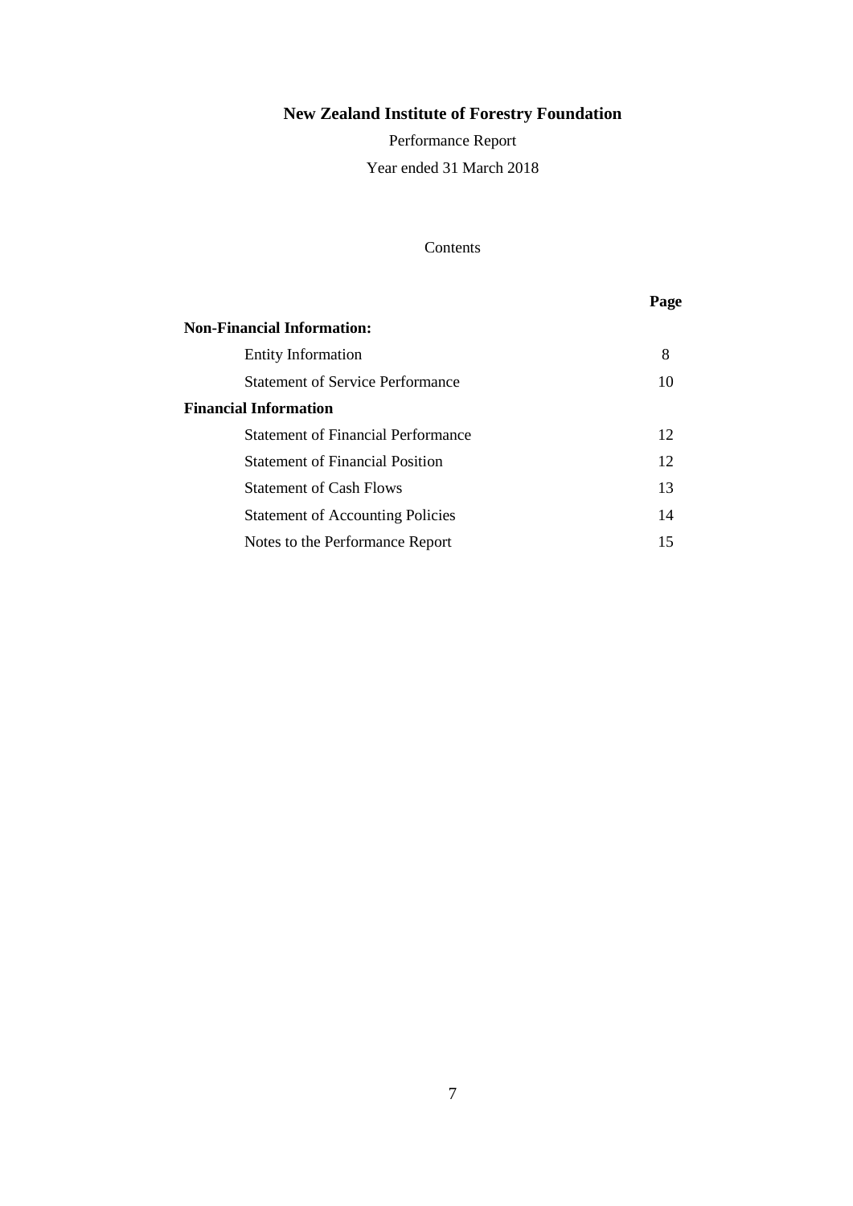# New Zealand Institute of Forestry Foundation

Performance Report

Year ended 31 March 2018

Contents

| | Page |
|---|---|
| **Non-Financial Information:** | |
| Entity Information | 8 |
| Statement of Service Performance | 10 |
| **Financial Information** | |
| Statement of Financial Performance | 12 |
| Statement of Financial Position | 12 |
| Statement of Cash Flows | 13 |
| Statement of Accounting Policies | 14 |
| Notes to the Performance Report | 15 |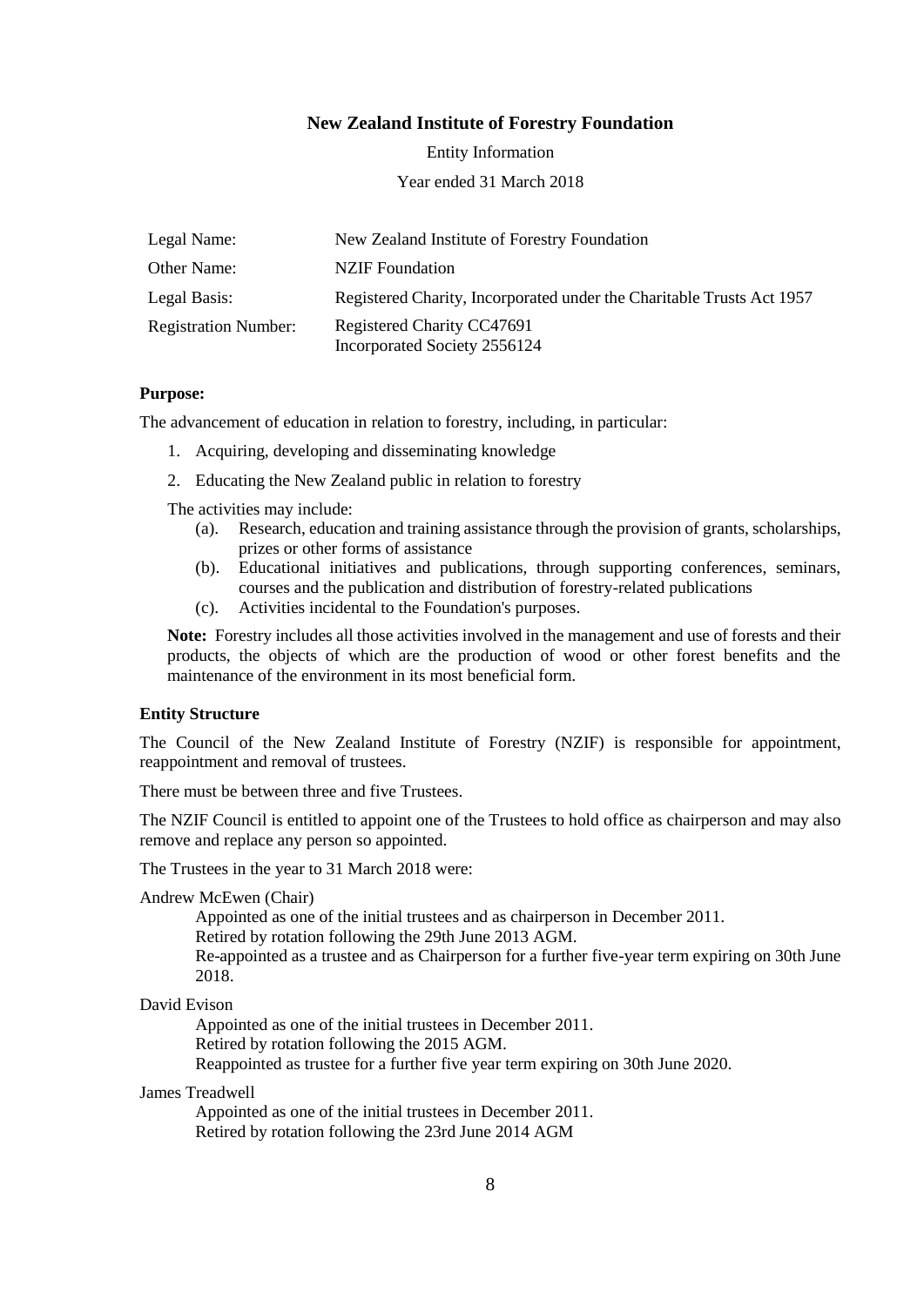# New Zealand Institute of Forestry Foundation

Entity Information

Year ended 31 March 2018

| | |
|---|---|
| Legal Name: | New Zealand Institute of Forestry Foundation |
| Other Name: | NZIF Foundation |
| Legal Basis: | Registered Charity, Incorporated under the Charitable Trusts Act 1957 |
| Registration Number: | Registered Charity CC47691<br>Incorporated Society 2556124 |

**Purpose:**

The advancement of education in relation to forestry, including, in particular:

1. Acquiring, developing and disseminating knowledge
2. Educating the New Zealand public in relation to forestry

The activities may include:

(a). Research, education and training assistance through the provision of grants, scholarships, prizes or other forms of assistance

(b). Educational initiatives and publications, through supporting conferences, seminars, courses and the publication and distribution of forestry-related publications

(c). Activities incidental to the Foundation's purposes.

**Note:** Forestry includes all those activities involved in the management and use of forests and their products, the objects of which are the production of wood or other forest benefits and the maintenance of the environment in its most beneficial form.

**Entity Structure**

The Council of the New Zealand Institute of Forestry (NZIF) is responsible for appointment, reappointment and removal of trustees.

There must be between three and five Trustees.

The NZIF Council is entitled to appoint one of the Trustees to hold office as chairperson and may also remove and replace any person so appointed.

The Trustees in the year to 31 March 2018 were:

Andrew McEwen (Chair)

Appointed as one of the initial trustees and as chairperson in December 2011.
Retired by rotation following the 29th June 2013 AGM.
Re-appointed as a trustee and as Chairperson for a further five-year term expiring on 30th June 2018.

David Evison

Appointed as one of the initial trustees in December 2011.
Retired by rotation following the 2015 AGM.
Reappointed as trustee for a further five year term expiring on 30th June 2020.

James Treadwell

Appointed as one of the initial trustees in December 2011.
Retired by rotation following the 23rd June 2014 AGM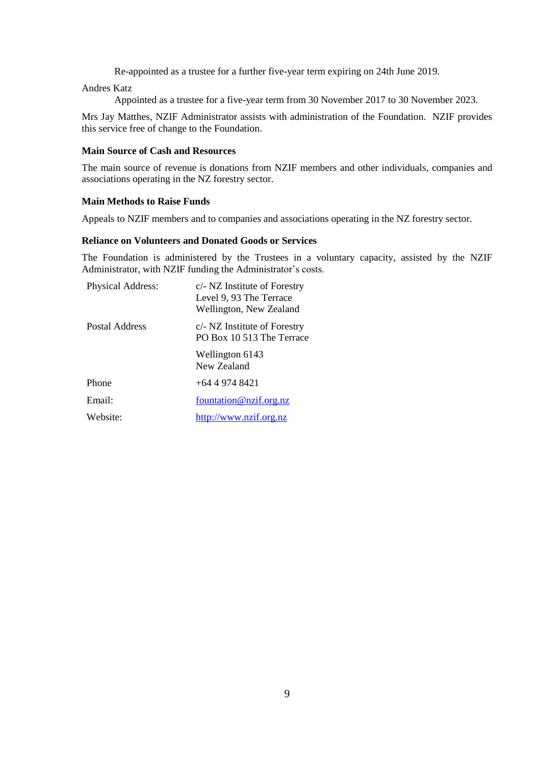Re-appointed as a trustee for a further five-year term expiring on 24th June 2019.

Andres Katz

Appointed as a trustee for a five-year term from 30 November 2017 to 30 November 2023.

Mrs Jay Matthes, NZIF Administrator assists with administration of the Foundation. NZIF provides this service free of change to the Foundation.

**Main Source of Cash and Resources**

The main source of revenue is donations from NZIF members and other individuals, companies and associations operating in the NZ forestry sector.

**Main Methods to Raise Funds**

Appeals to NZIF members and to companies and associations operating in the NZ forestry sector.

**Reliance on Volunteers and Donated Goods or Services**

The Foundation is administered by the Trustees in a voluntary capacity, assisted by the NZIF Administrator, with NZIF funding the Administrator's costs.

| | |
|---|---|
| Physical Address: | c/- NZ Institute of Forestry<br>Level 9, 93 The Terrace<br>Wellington, New Zealand |
| Postal Address | c/- NZ Institute of Forestry<br>PO Box 10 513 The Terrace<br>Wellington 6143<br>New Zealand |
| Phone | +64 4 974 8421 |
| Email: | fountation@nzif.org.nz |
| Website: | http://www.nzif.org.nz |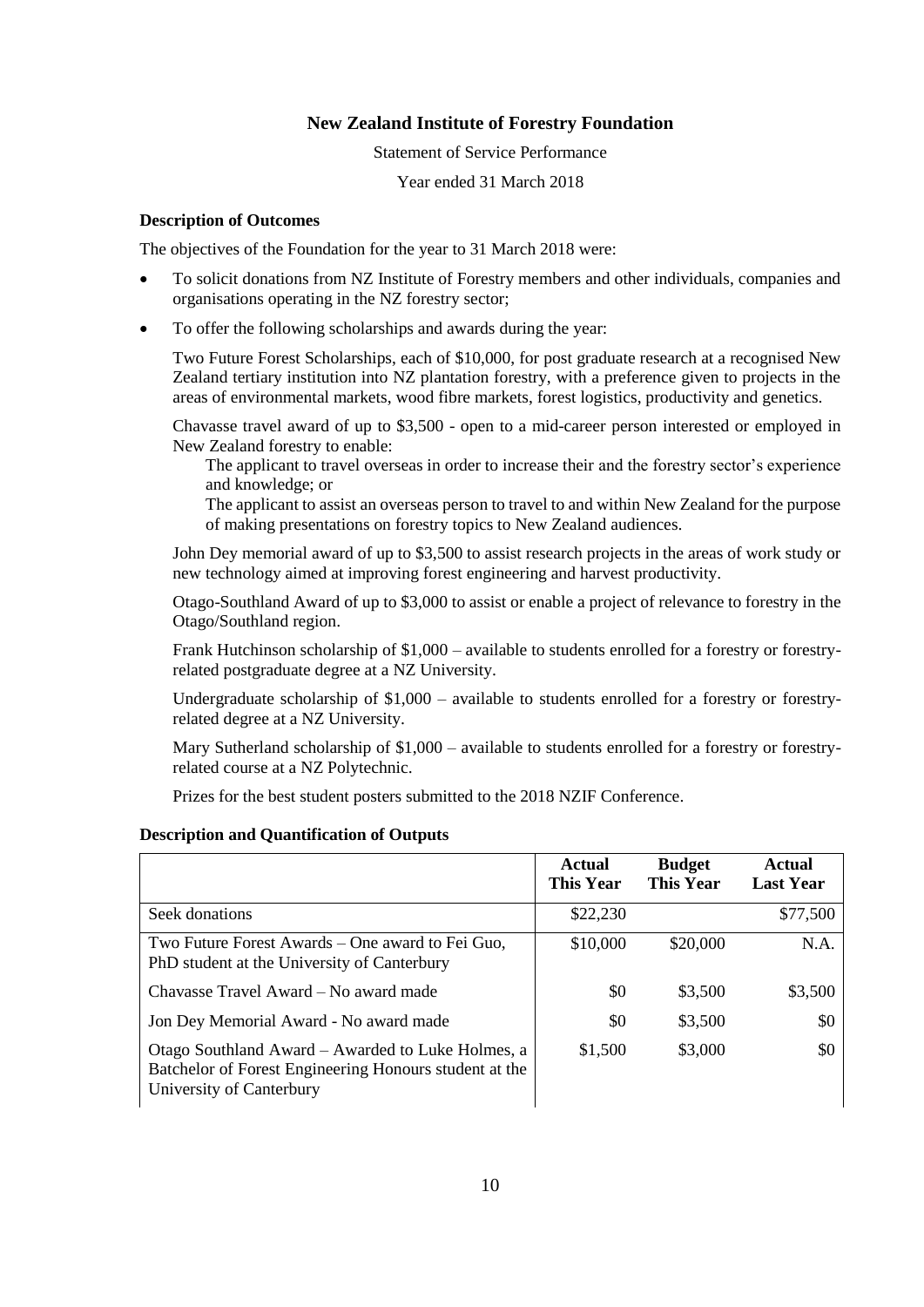# New Zealand Institute of Forestry Foundation

Statement of Service Performance

Year ended 31 March 2018

### Description of Outcomes

The objectives of the Foundation for the year to 31 March 2018 were:

- To solicit donations from NZ Institute of Forestry members and other individuals, companies and organisations operating in the NZ forestry sector;
- To offer the following scholarships and awards during the year:

  Two Future Forest Scholarships, each of $10,000, for post graduate research at a recognised New Zealand tertiary institution into NZ plantation forestry, with a preference given to projects in the areas of environmental markets, wood fibre markets, forest logistics, productivity and genetics.

  Chavasse travel award of up to $3,500 - open to a mid-career person interested or employed in New Zealand forestry to enable:

  The applicant to travel overseas in order to increase their and the forestry sector's experience and knowledge; or

  The applicant to assist an overseas person to travel to and within New Zealand for the purpose of making presentations on forestry topics to New Zealand audiences.

  John Dey memorial award of up to $3,500 to assist research projects in the areas of work study or new technology aimed at improving forest engineering and harvest productivity.

  Otago-Southland Award of up to $3,000 to assist or enable a project of relevance to forestry in the Otago/Southland region.

  Frank Hutchinson scholarship of $1,000 – available to students enrolled for a forestry or forestry-related postgraduate degree at a NZ University.

  Undergraduate scholarship of $1,000 – available to students enrolled for a forestry or forestry-related degree at a NZ University.

  Mary Sutherland scholarship of $1,000 – available to students enrolled for a forestry or forestry-related course at a NZ Polytechnic.

  Prizes for the best student posters submitted to the 2018 NZIF Conference.

### Description and Quantification of Outputs

| | Actual This Year | Budget This Year | Actual Last Year |
|---|---|---|---|
| Seek donations | $22,230 | | $77,500 |
| Two Future Forest Awards – One award to Fei Guo, PhD student at the University of Canterbury | $10,000 | $20,000 | N.A. |
| Chavasse Travel Award – No award made | $0 | $3,500 | $3,500 |
| Jon Dey Memorial Award - No award made | $0 | $3,500 | $0 |
| Otago Southland Award – Awarded to Luke Holmes, a Batchelor of Forest Engineering Honours student at the University of Canterbury | $1,500 | $3,000 | $0 |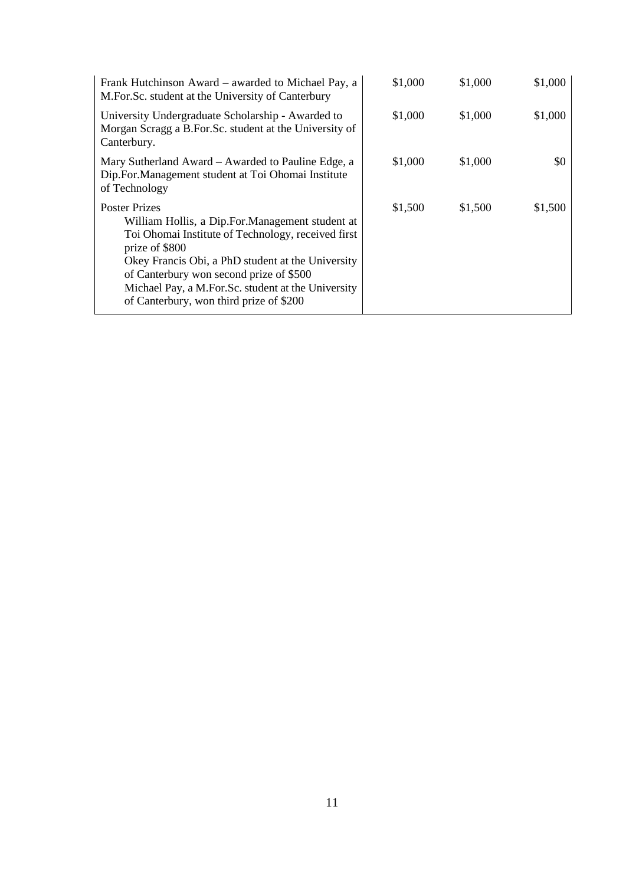| | | | |
|---|---|---|---|
| Frank Hutchinson Award – awarded to Michael Pay, a M.For.Sc. student at the University of Canterbury | $1,000 | $1,000 | $1,000 |
| University Undergraduate Scholarship - Awarded to Morgan Scragg a B.For.Sc. student at the University of Canterbury. | $1,000 | $1,000 | $1,000 |
| Mary Sutherland Award – Awarded to Pauline Edge, a Dip.For.Management student at Toi Ohomai Institute of Technology | $1,000 | $1,000 | $0 |
| Poster Prizes<br>William Hollis, a Dip.For.Management student at Toi Ohomai Institute of Technology, received first prize of $800<br>Okey Francis Obi, a PhD student at the University of Canterbury won second prize of $500<br>Michael Pay, a M.For.Sc. student at the University of Canterbury, won third prize of $200 | $1,500 | $1,500 | $1,500 |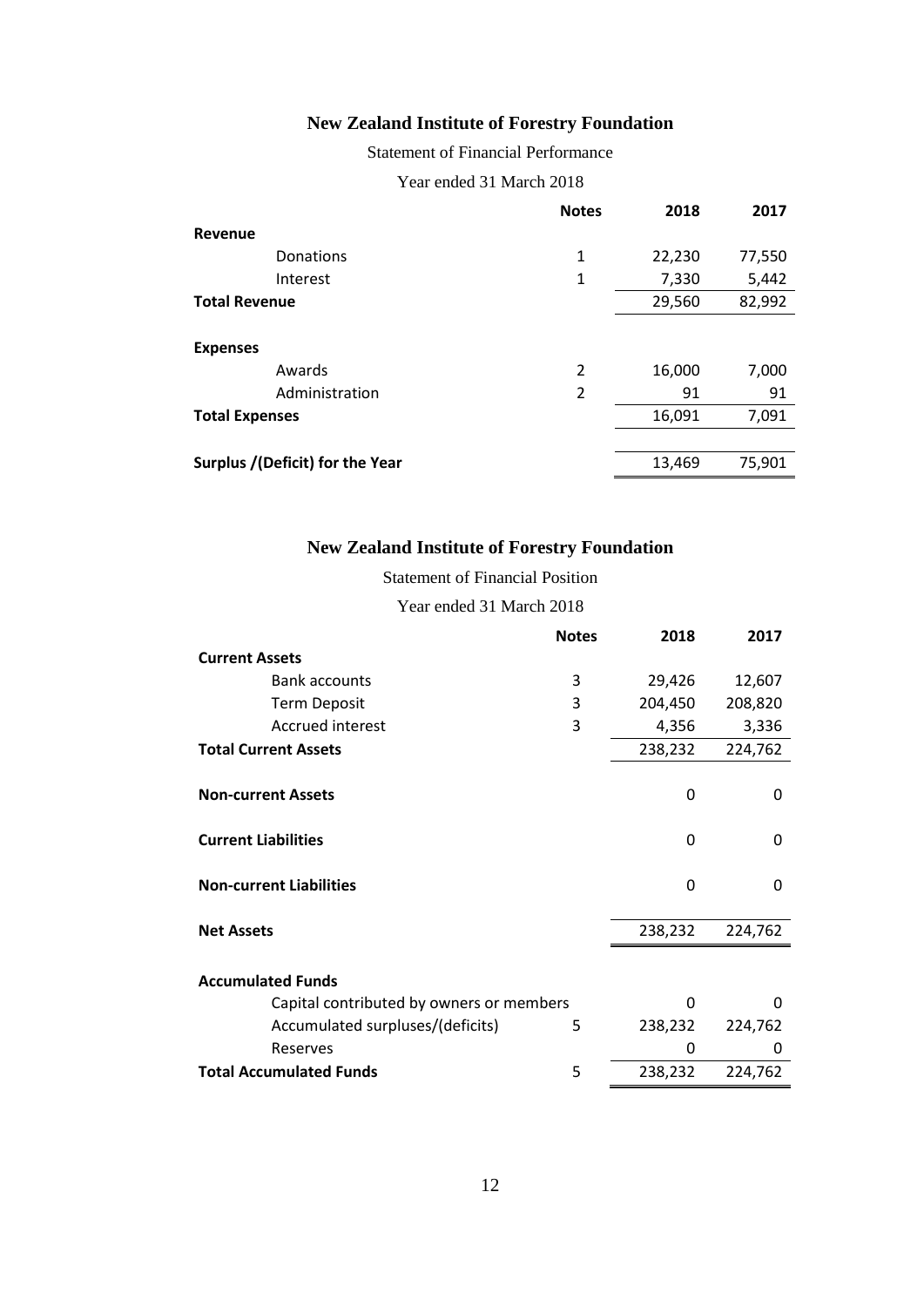## New Zealand Institute of Forestry Foundation

Statement of Financial Performance

Year ended 31 March 2018

| | Notes | 2018 | 2017 |
|---|---|---|---|
| **Revenue** | | | |
| Donations | 1 | 22,230 | 77,550 |
| Interest | 1 | 7,330 | 5,442 |
| **Total Revenue** | | 29,560 | 82,992 |
| | | | |
| **Expenses** | | | |
| Awards | 2 | 16,000 | 7,000 |
| Administration | 2 | 91 | 91 |
| **Total Expenses** | | 16,091 | 7,091 |
| | | | |
| **Surplus /(Deficit) for the Year** | | 13,469 | 75,901 |

## New Zealand Institute of Forestry Foundation

Statement of Financial Position

Year ended 31 March 2018

| | Notes | 2018 | 2017 |
|---|---|---|---|
| **Current Assets** | | | |
| Bank accounts | 3 | 29,426 | 12,607 |
| Term Deposit | 3 | 204,450 | 208,820 |
| Accrued interest | 3 | 4,356 | 3,336 |
| **Total Current Assets** | | 238,232 | 224,762 |
| | | | |
| **Non-current Assets** | | 0 | 0 |
| | | | |
| **Current Liabilities** | | 0 | 0 |
| | | | |
| **Non-current Liabilities** | | 0 | 0 |
| | | | |
| **Net Assets** | | 238,232 | 224,762 |
| | | | |
| **Accumulated Funds** | | | |
| Capital contributed by owners or members | | 0 | 0 |
| Accumulated surpluses/(deficits) | 5 | 238,232 | 224,762 |
| Reserves | | 0 | 0 |
| **Total Accumulated Funds** | 5 | 238,232 | 224,762 |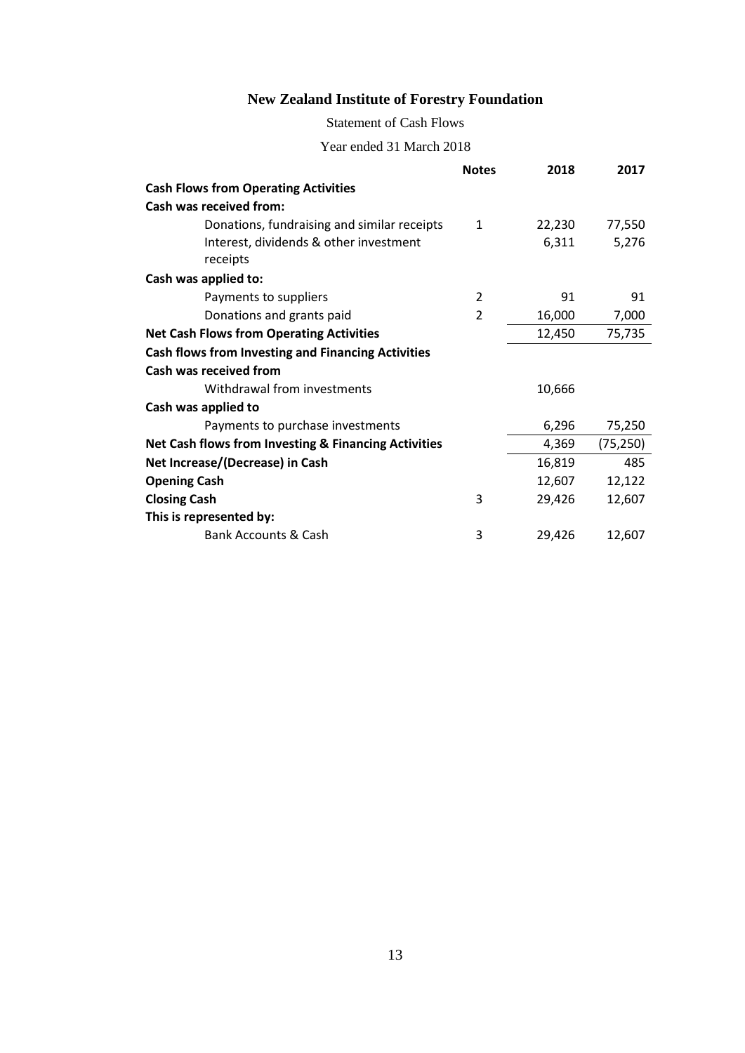# New Zealand Institute of Forestry Foundation

Statement of Cash Flows

Year ended 31 March 2018

| | Notes | 2018 | 2017 |
|---|---|---|---|
| **Cash Flows from Operating Activities** | | | |
| **Cash was received from:** | | | |
| Donations, fundraising and similar receipts | 1 | 22,230 | 77,550 |
| Interest, dividends & other investment receipts | | 6,311 | 5,276 |
| **Cash was applied to:** | | | |
| Payments to suppliers | 2 | 91 | 91 |
| Donations and grants paid | 2 | 16,000 | 7,000 |
| **Net Cash Flows from Operating Activities** | | 12,450 | 75,735 |
| **Cash flows from Investing and Financing Activities** | | | |
| **Cash was received from** | | | |
| Withdrawal from investments | | 10,666 | |
| **Cash was applied to** | | | |
| Payments to purchase investments | | 6,296 | 75,250 |
| **Net Cash flows from Investing & Financing Activities** | | 4,369 | (75,250) |
| **Net Increase/(Decrease) in Cash** | | 16,819 | 485 |
| **Opening Cash** | | 12,607 | 12,122 |
| **Closing Cash** | 3 | 29,426 | 12,607 |
| **This is represented by:** | | | |
| Bank Accounts & Cash | 3 | 29,426 | 12,607 |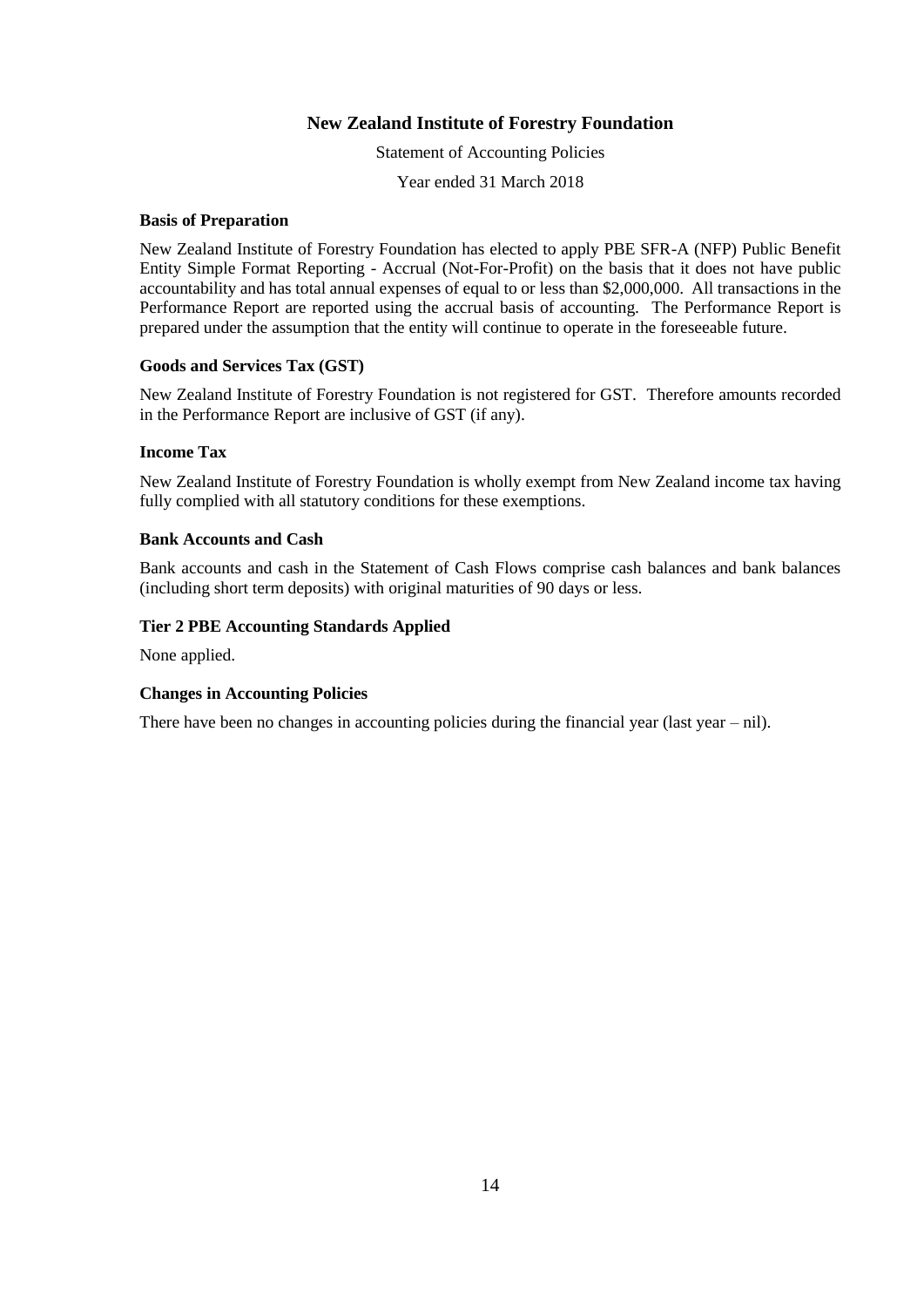# New Zealand Institute of Forestry Foundation

Statement of Accounting Policies

Year ended 31 March 2018

### Basis of Preparation

New Zealand Institute of Forestry Foundation has elected to apply PBE SFR-A (NFP) Public Benefit Entity Simple Format Reporting - Accrual (Not-For-Profit) on the basis that it does not have public accountability and has total annual expenses of equal to or less than $2,000,000. All transactions in the Performance Report are reported using the accrual basis of accounting. The Performance Report is prepared under the assumption that the entity will continue to operate in the foreseeable future.

### Goods and Services Tax (GST)

New Zealand Institute of Forestry Foundation is not registered for GST. Therefore amounts recorded in the Performance Report are inclusive of GST (if any).

### Income Tax

New Zealand Institute of Forestry Foundation is wholly exempt from New Zealand income tax having fully complied with all statutory conditions for these exemptions.

### Bank Accounts and Cash

Bank accounts and cash in the Statement of Cash Flows comprise cash balances and bank balances (including short term deposits) with original maturities of 90 days or less.

### Tier 2 PBE Accounting Standards Applied

None applied.

### Changes in Accounting Policies

There have been no changes in accounting policies during the financial year (last year – nil).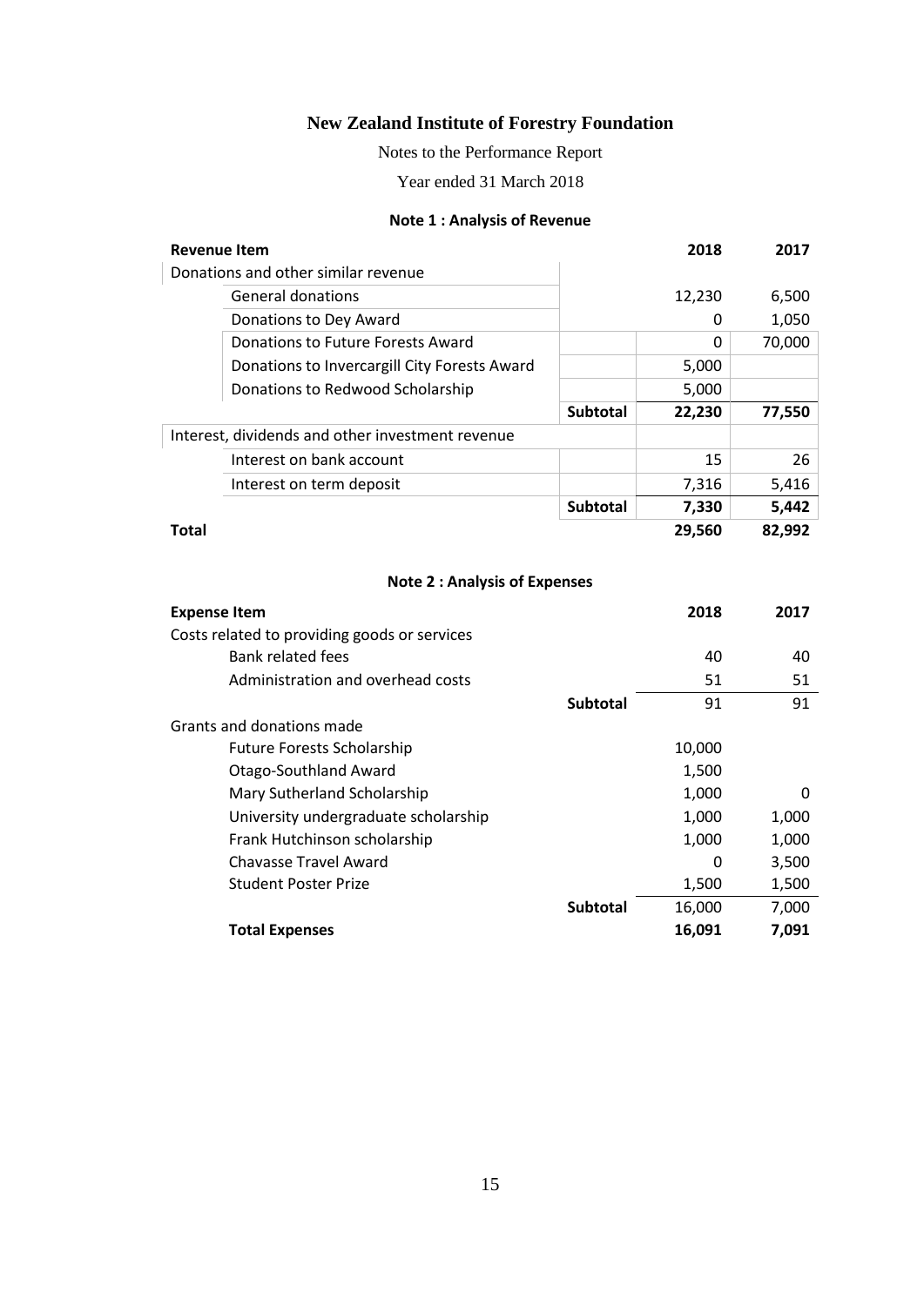# New Zealand Institute of Forestry Foundation

Notes to the Performance Report

Year ended 31 March 2018

### Note 1 : Analysis of Revenue

| Revenue Item | | 2018 | 2017 |
|---|---|---|---|
| Donations and other similar revenue | | | |
| General donations | | 12,230 | 6,500 |
| Donations to Dey Award | | 0 | 1,050 |
| Donations to Future Forests Award | | 0 | 70,000 |
| Donations to Invercargill City Forests Award | | 5,000 | |
| Donations to Redwood Scholarship | | 5,000 | |
| | **Subtotal** | **22,230** | **77,550** |
| Interest, dividends and other investment revenue | | | |
| Interest on bank account | | 15 | 26 |
| Interest on term deposit | | 7,316 | 5,416 |
| | **Subtotal** | **7,330** | **5,442** |
| **Total** | | **29,560** | **82,992** |

### Note 2 : Analysis of Expenses

| Expense Item | | 2018 | 2017 |
|---|---|---|---|
| Costs related to providing goods or services | | | |
| Bank related fees | | 40 | 40 |
| Administration and overhead costs | | 51 | 51 |
| | **Subtotal** | 91 | 91 |
| Grants and donations made | | | |
| Future Forests Scholarship | | 10,000 | |
| Otago-Southland Award | | 1,500 | |
| Mary Sutherland Scholarship | | 1,000 | 0 |
| University undergraduate scholarship | | 1,000 | 1,000 |
| Frank Hutchinson scholarship | | 1,000 | 1,000 |
| Chavasse Travel Award | | 0 | 3,500 |
| Student Poster Prize | | 1,500 | 1,500 |
| | **Subtotal** | 16,000 | 7,000 |
| **Total Expenses** | | **16,091** | **7,091** |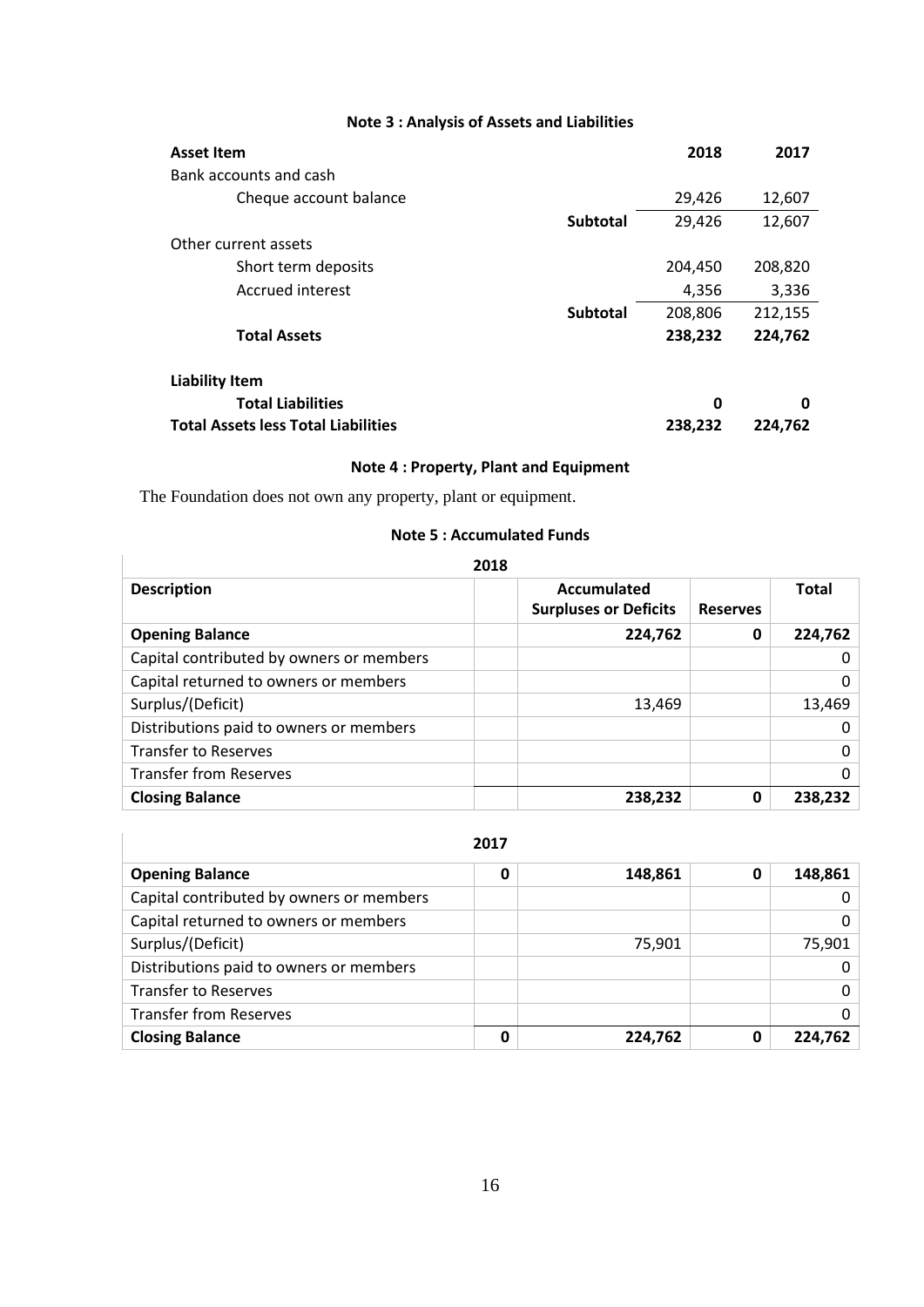### Note 3 : Analysis of Assets and Liabilities

| Asset Item | | 2018 | 2017 |
|---|---|---|---|
| Bank accounts and cash | | | |
| Cheque account balance | | 29,426 | 12,607 |
| | **Subtotal** | 29,426 | 12,607 |
| Other current assets | | | |
| Short term deposits | | 204,450 | 208,820 |
| Accrued interest | | 4,356 | 3,336 |
| | **Subtotal** | 208,806 | 212,155 |
| **Total Assets** | | **238,232** | **224,762** |
| | | | |
| **Liability Item** | | | |
| **Total Liabilities** | | **0** | **0** |
| **Total Assets less Total Liabilities** | | **238,232** | **224,762** |

### Note 4 : Property, Plant and Equipment

The Foundation does not own any property, plant or equipment.

### Note 5 : Accumulated Funds

**2018**

| Description | | Accumulated Surpluses or Deficits | Reserves | Total |
|---|---|---|---|---|
| **Opening Balance** | | **224,762** | **0** | **224,762** |
| Capital contributed by owners or members | | | | 0 |
| Capital returned to owners or members | | | | 0 |
| Surplus/(Deficit) | | 13,469 | | 13,469 |
| Distributions paid to owners or members | | | | 0 |
| Transfer to Reserves | | | | 0 |
| Transfer from Reserves | | | | 0 |
| **Closing Balance** | | **238,232** | **0** | **238,232** |

**2017**

| Description | | Accumulated Surpluses or Deficits | Reserves | Total |
|---|---|---|---|---|
| **Opening Balance** | **0** | **148,861** | **0** | **148,861** |
| Capital contributed by owners or members | | | | 0 |
| Capital returned to owners or members | | | | 0 |
| Surplus/(Deficit) | | 75,901 | | 75,901 |
| Distributions paid to owners or members | | | | 0 |
| Transfer to Reserves | | | | 0 |
| Transfer from Reserves | | | | 0 |
| **Closing Balance** | **0** | **224,762** | **0** | **224,762** |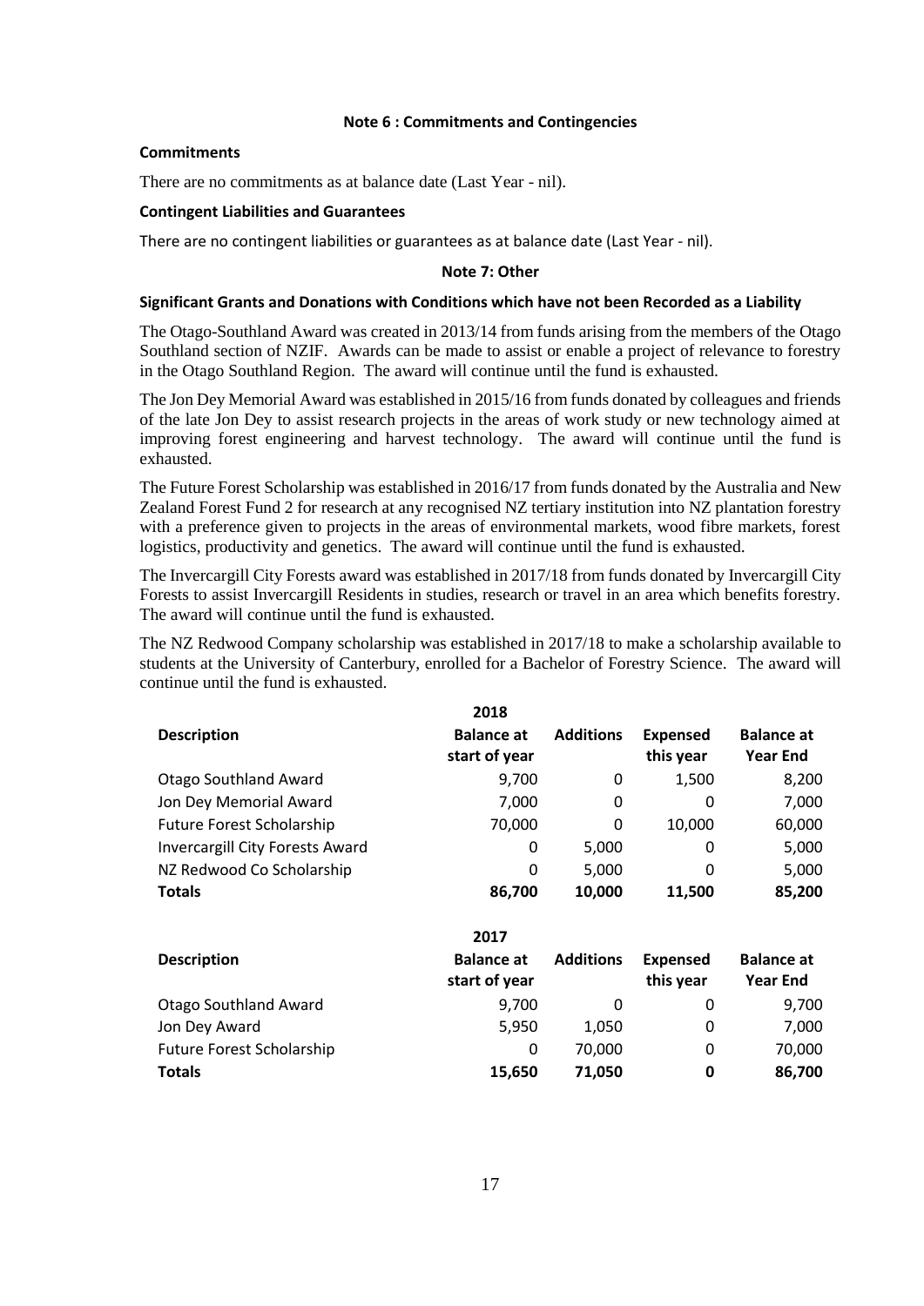### Note 6 : Commitments and Contingencies

**Commitments**

There are no commitments as at balance date (Last Year - nil).

**Contingent Liabilities and Guarantees**

There are no contingent liabilities or guarantees as at balance date (Last Year - nil).

### Note 7: Other

**Significant Grants and Donations with Conditions which have not been Recorded as a Liability**

The Otago-Southland Award was created in 2013/14 from funds arising from the members of the Otago Southland section of NZIF. Awards can be made to assist or enable a project of relevance to forestry in the Otago Southland Region. The award will continue until the fund is exhausted.

The Jon Dey Memorial Award was established in 2015/16 from funds donated by colleagues and friends of the late Jon Dey to assist research projects in the areas of work study or new technology aimed at improving forest engineering and harvest technology. The award will continue until the fund is exhausted.

The Future Forest Scholarship was established in 2016/17 from funds donated by the Australia and New Zealand Forest Fund 2 for research at any recognised NZ tertiary institution into NZ plantation forestry with a preference given to projects in the areas of environmental markets, wood fibre markets, forest logistics, productivity and genetics. The award will continue until the fund is exhausted.

The Invercargill City Forests award was established in 2017/18 from funds donated by Invercargill City Forests to assist Invercargill Residents in studies, research or travel in an area which benefits forestry. The award will continue until the fund is exhausted.

The NZ Redwood Company scholarship was established in 2017/18 to make a scholarship available to students at the University of Canterbury, enrolled for a Bachelor of Forestry Science. The award will continue until the fund is exhausted.

**2018**

| Description | Balance at start of year | Additions | Expensed this year | Balance at Year End |
|---|---|---|---|---|
| Otago Southland Award | 9,700 | 0 | 1,500 | 8,200 |
| Jon Dey Memorial Award | 7,000 | 0 | 0 | 7,000 |
| Future Forest Scholarship | 70,000 | 0 | 10,000 | 60,000 |
| Invercargill City Forests Award | 0 | 5,000 | 0 | 5,000 |
| NZ Redwood Co Scholarship | 0 | 5,000 | 0 | 5,000 |
| **Totals** | **86,700** | **10,000** | **11,500** | **85,200** |

**2017**

| Description | Balance at start of year | Additions | Expensed this year | Balance at Year End |
|---|---|---|---|---|
| Otago Southland Award | 9,700 | 0 | 0 | 9,700 |
| Jon Dey Award | 5,950 | 1,050 | 0 | 7,000 |
| Future Forest Scholarship | 0 | 70,000 | 0 | 70,000 |
| **Totals** | **15,650** | **71,050** | **0** | **86,700** |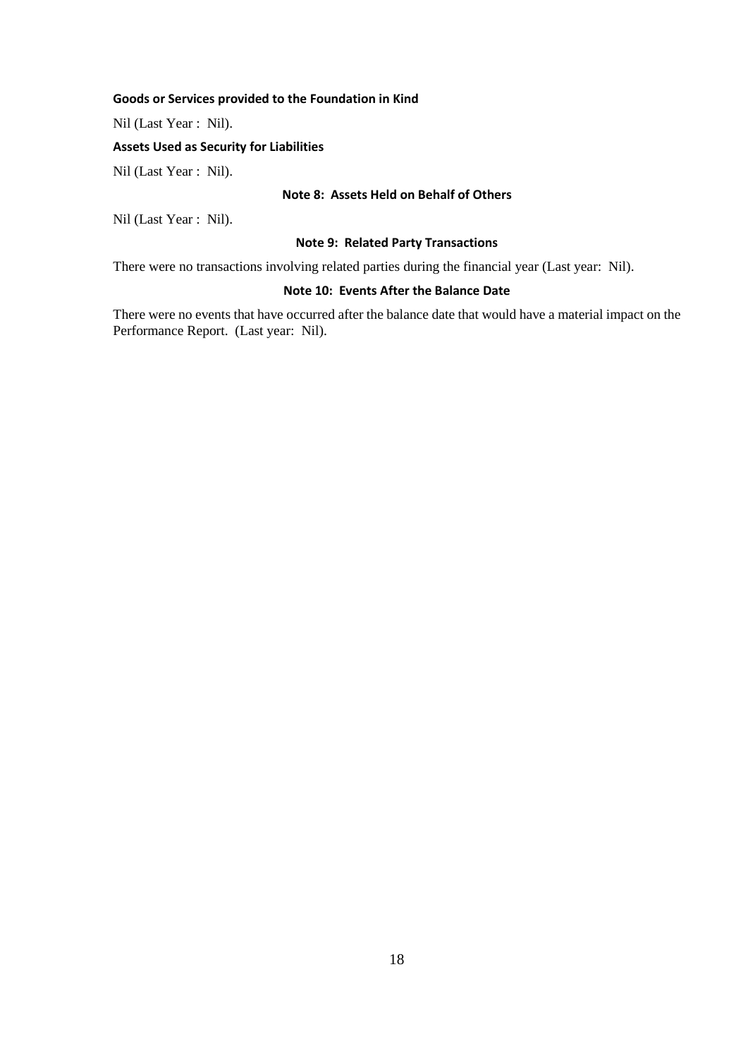**Goods or Services provided to the Foundation in Kind**

Nil (Last Year : Nil).

**Assets Used as Security for Liabilities**

Nil (Last Year : Nil).

## Note 8: Assets Held on Behalf of Others

Nil (Last Year : Nil).

## Note 9: Related Party Transactions

There were no transactions involving related parties during the financial year (Last year: Nil).

## Note 10: Events After the Balance Date

There were no events that have occurred after the balance date that would have a material impact on the Performance Report. (Last year: Nil).